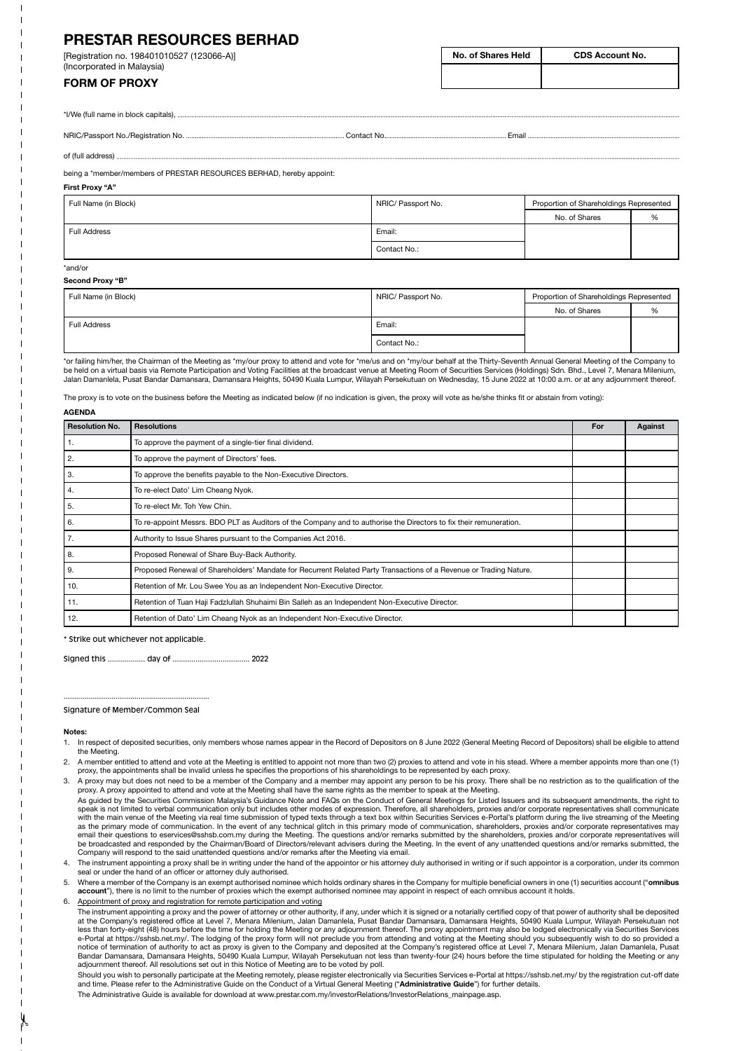# PRESTAR RESOURCES BERHAD

[Registration no. 198401010527 (123066-A)]
(Incorporated in Malaysia)

## FORM OF PROXY

| No. of Shares Held | CDS Account No. |
|---|---|
| | |

*I/We (full name in block capitals), ..............................................................................................................................................

NRIC/Passport No./Registration No. ............................................ Contact No.................................... Email ..........................................

of (full address) ..............................................................................................................................................

being a *member/members of PRESTAR RESOURCES BERHAD, hereby appoint:

**First Proxy "A"**

| Full Name (in Block) | NRIC/ Passport No. | Proportion of Shareholdings Represented | |
|---|---|---|---|
| | | No. of Shares | % |
| Full Address | Email: | | |
| | Contact No.: | | |

*and/or

**Second Proxy "B"**

| Full Name (in Block) | NRIC/ Passport No. | Proportion of Shareholdings Represented | |
|---|---|---|---|
| | | No. of Shares | % |
| Full Address | Email: | | |
| | Contact No.: | | |

*or failing him/her, the Chairman of the Meeting as *my/our proxy to attend and vote for *me/us and on *my/our behalf at the Thirty-Seventh Annual General Meeting of the Company to be held on a virtual basis via Remote Participation and Voting Facilities at the broadcast venue at Meeting Room of Securities Services (Holdings) Sdn. Bhd., Level 7, Menara Milenium, Jalan Damanlela, Pusat Bandar Damansara, Damansara Heights, 50490 Kuala Lumpur, Wilayah Persekutuan on Wednesday, 15 June 2022 at 10:00 a.m. or at any adjournment thereof.

The proxy is to vote on the business before the Meeting as indicated below (if no indication is given, the proxy will vote as he/she thinks fit or abstain from voting):

**AGENDA**

| Resolution No. | Resolutions | For | Against |
|---|---|---|---|
| 1. | To approve the payment of a single-tier final dividend. | | |
| 2. | To approve the payment of Directors' fees. | | |
| 3. | To approve the benefits payable to the Non-Executive Directors. | | |
| 4. | To re-elect Dato' Lim Cheang Nyok. | | |
| 5. | To re-elect Mr. Toh Yew Chin. | | |
| 6. | To re-appoint Messrs. BDO PLT as Auditors of the Company and to authorise the Directors to fix their remuneration. | | |
| 7. | Authority to Issue Shares pursuant to the Companies Act 2016. | | |
| 8. | Proposed Renewal of Share Buy-Back Authority. | | |
| 9. | Proposed Renewal of Shareholders' Mandate for Recurrent Related Party Transactions of a Revenue or Trading Nature. | | |
| 10. | Retention of Mr. Lou Swee You as an Independent Non-Executive Director. | | |
| 11. | Retention of Tuan Haji Fadzlullah Shuhaimi Bin Salleh as an Independent Non-Executive Director. | | |
| 12. | Retention of Dato' Lim Cheang Nyok as an Independent Non-Executive Director. | | |

\* Strike out whichever not applicable.

Signed this ................. day of .................................... 2022

....................................................................
Signature of Member/Common Seal

**Notes:**

1. In respect of deposited securities, only members whose names appear in the Record of Depositors on 8 June 2022 (General Meeting Record of Depositors) shall be eligible to attend the Meeting.
2. A member entitled to attend and vote at the Meeting is entitled to appoint not more than two (2) proxies to attend and vote in his stead. Where a member appoints more than one (1) proxy, the appointments shall be invalid unless he specifies the proportions of his shareholdings to be represented by each proxy.
3. A proxy may but does not need to be a member of the Company and a member may appoint any person to be his proxy. There shall be no restriction as to the qualification of the proxy. A proxy appointed to attend and vote at the Meeting shall have the same rights as the member to speak at the Meeting.

   As guided by the Securities Commission Malaysia's Guidance Note and FAQs on the Conduct of General Meetings for Listed Issuers and its subsequent amendments, the right to speak is not limited to verbal communication only but includes other modes of expression. Therefore, all shareholders, proxies and/or corporate representatives shall communicate with the main venue of the Meeting via real time submission of typed texts through a text box within Securities Services e-Portal's platform during the live streaming of the Meeting as the primary mode of communication. In the event of any technical glitch in this primary mode of communication, shareholders, proxies and/or corporate representatives may email their questions to eservices@sshsb.com.my during the Meeting. The questions and/or remarks submitted by the shareholders, proxies and/or corporate representatives will be broadcasted and responded by the Chairman/Board of Directors/relevant advisers during the Meeting. In the event of any unattended questions and/or remarks submitted, the Company will respond to the said unattended questions and/or remarks after the Meeting via email.
4. The instrument appointing a proxy shall be in writing under the hand of the appointor or his attorney duly authorised in writing or if such appointor is a corporation, under its common seal or under the hand of an officer or attorney duly authorised.
5. Where a member of the Company is an exempt authorised nominee which holds ordinary shares in the Company for multiple beneficial owners in one (1) securities account ("**omnibus account**"), there is no limit to the number of proxies which the exempt authorised nominee may appoint in respect of each omnibus account it holds.
6. Appointment of proxy and registration for remote participation and voting

   The instrument appointing a proxy and the power of attorney or other authority, if any, under which it is signed or a notarially certified copy of that power of authority shall be deposited at the Company's registered office at Level 7, Menara Milenium, Jalan Damanlela, Pusat Bandar Damansara, Damansara Heights, 50490 Kuala Lumpur, Wilayah Persekutuan not less than forty-eight (48) hours before the time for holding the Meeting or any adjournment thereof. The proxy appointment may also be lodged electronically via Securities Services e-Portal at https://sshsb.net.my/. The lodging of the proxy form will not preclude you from attending and voting at the Meeting should you subsequently wish to do so provided a notice of termination of authority to act as proxy is given to the Company and deposited at the Company's registered office at Level 7, Menara Milenium, Jalan Damanlela, Pusat Bandar Damansara, Damansara Heights, 50490 Kuala Lumpur, Wilayah Persekutuan not less than twenty-four (24) hours before the time stipulated for holding the Meeting or any adjournment thereof. All resolutions set out in this Notice of Meeting are to be voted by poll.

   Should you wish to personally participate at the Meeting remotely, please register electronically via Securities Services e-Portal at https://sshsb.net.my/ by the registration cut-off date and time. Please refer to the Administrative Guide on the Conduct of a Virtual General Meeting ("**Administrative Guide**") for further details.

   The Administrative Guide is available for download at www.prestar.com.my/investorRelations/InvestorRelations_mainpage.asp.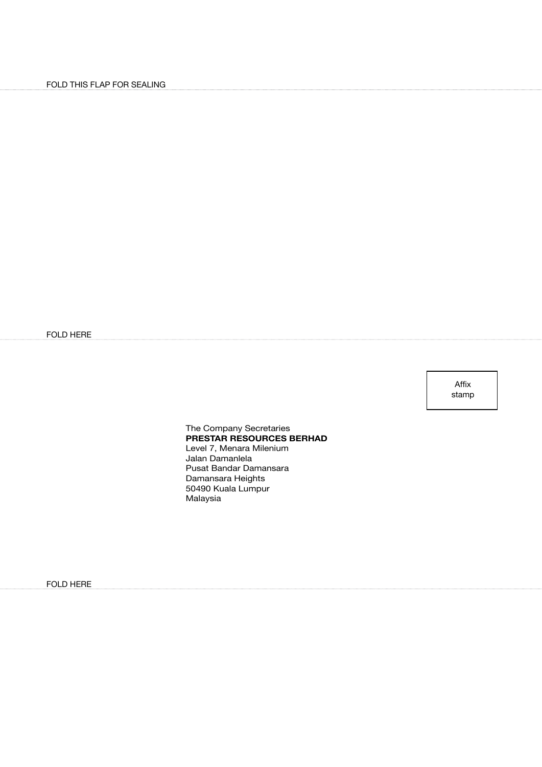FOLD THIS FLAP FOR SEALING

FOLD HERE

Affix
stamp

The Company Secretaries
**PRESTAR RESOURCES BERHAD**
Level 7, Menara Milenium
Jalan Damanlela
Pusat Bandar Damansara
Damansara Heights
50490 Kuala Lumpur
Malaysia

FOLD HERE